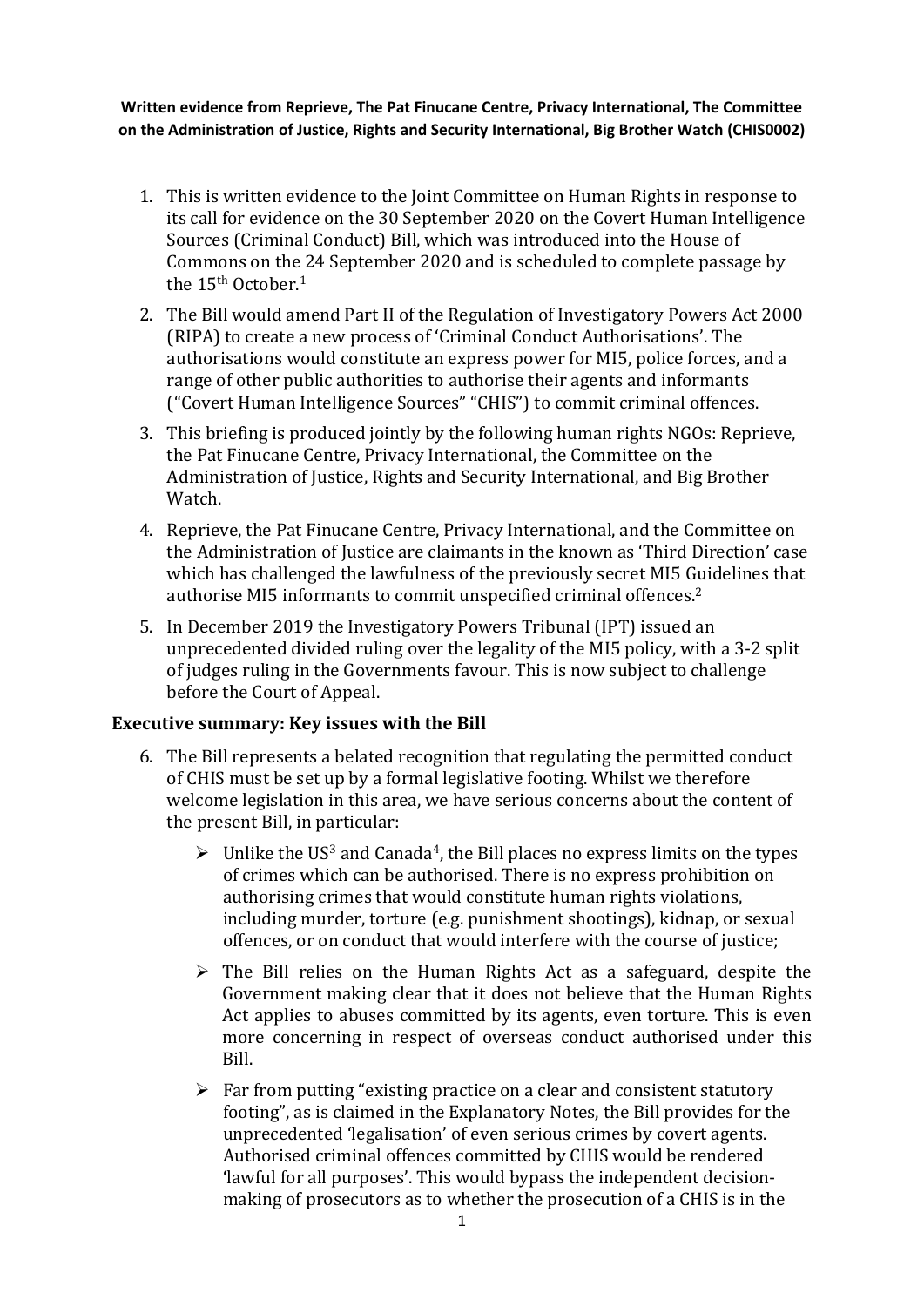**Written evidence from Reprieve, The Pat Finucane Centre, Privacy International, The Committee on the Administration of Justice, Rights and Security International, Big Brother Watch (CHIS0002)**

1. This is written evidence to the Joint Committee on Human Rights in response to its call for evidence on the 30 September 2020 on the Covert Human Intelligence Sources (Criminal Conduct) Bill, which was introduced into the House of Commons on the 24 September 2020 and is scheduled to complete passage by the 15th October.[1]
2. The Bill would amend Part II of the Regulation of Investigatory Powers Act 2000 (RIPA) to create a new process of 'Criminal Conduct Authorisations'. The authorisations would constitute an express power for MI5, police forces, and a range of other public authorities to authorise their agents and informants ("Covert Human Intelligence Sources" "CHIS") to commit criminal offences.
3. This briefing is produced jointly by the following human rights NGOs: Reprieve, the Pat Finucane Centre, Privacy International, the Committee on the Administration of Justice, Rights and Security International, and Big Brother Watch.
4. Reprieve, the Pat Finucane Centre, Privacy International, and the Committee on the Administration of Justice are claimants in the known as 'Third Direction' case which has challenged the lawfulness of the previously secret MI5 Guidelines that authorise MI5 informants to commit unspecified criminal offences.[2]
5. In December 2019 the Investigatory Powers Tribunal (IPT) issued an unprecedented divided ruling over the legality of the MI5 policy, with a 3-2 split of judges ruling in the Governments favour. This is now subject to challenge before the Court of Appeal.

### Executive summary: Key issues with the Bill

6. The Bill represents a belated recognition that regulating the permitted conduct of CHIS must be set up by a formal legislative footing. Whilst we therefore welcome legislation in this area, we have serious concerns about the content of the present Bill, in particular:
   - Unlike the US[3] and Canada[4], the Bill places no express limits on the types of crimes which can be authorised. There is no express prohibition on authorising crimes that would constitute human rights violations, including murder, torture (e.g. punishment shootings), kidnap, or sexual offences, or on conduct that would interfere with the course of justice;
   - The Bill relies on the Human Rights Act as a safeguard, despite the Government making clear that it does not believe that the Human Rights Act applies to abuses committed by its agents, even torture. This is even more concerning in respect of overseas conduct authorised under this Bill.
   - Far from putting "existing practice on a clear and consistent statutory footing", as is claimed in the Explanatory Notes, the Bill provides for the unprecedented 'legalisation' of even serious crimes by covert agents. Authorised criminal offences committed by CHIS would be rendered 'lawful for all purposes'. This would bypass the independent decision-making of prosecutors as to whether the prosecution of a CHIS is in the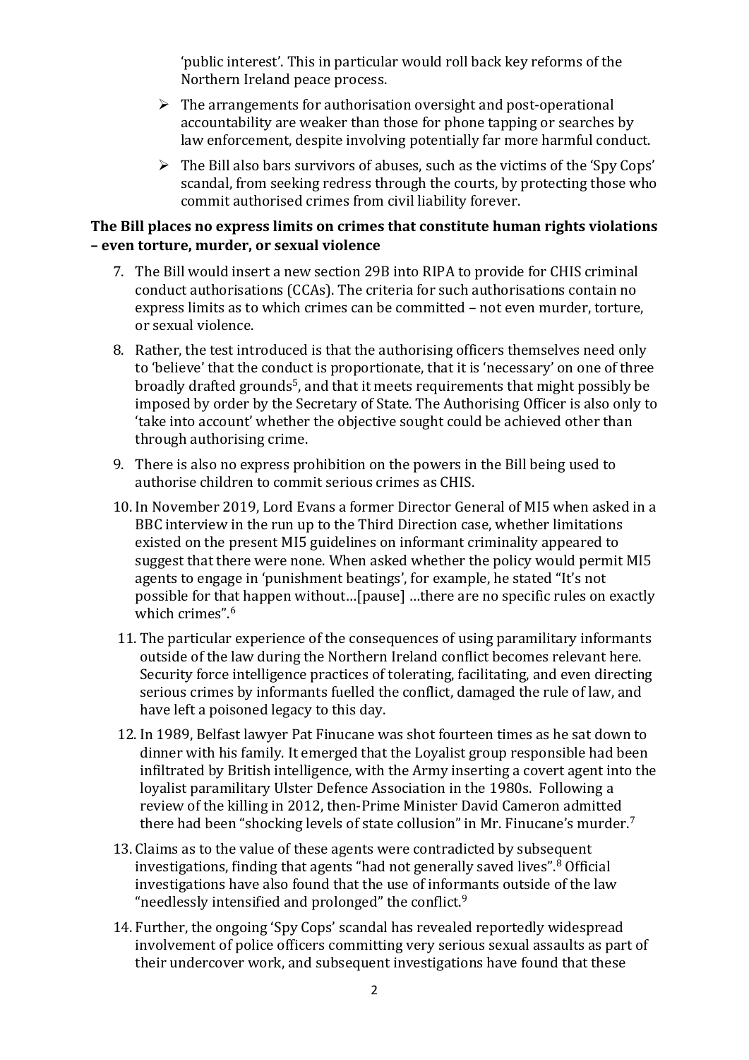'public interest'. This in particular would roll back key reforms of the Northern Ireland peace process.

- The arrangements for authorisation oversight and post-operational accountability are weaker than those for phone tapping or searches by law enforcement, despite involving potentially far more harmful conduct.
- The Bill also bars survivors of abuses, such as the victims of the 'Spy Cops' scandal, from seeking redress through the courts, by protecting those who commit authorised crimes from civil liability forever.

**The Bill places no express limits on crimes that constitute human rights violations – even torture, murder, or sexual violence**

7. The Bill would insert a new section 29B into RIPA to provide for CHIS criminal conduct authorisations (CCAs). The criteria for such authorisations contain no express limits as to which crimes can be committed – not even murder, torture, or sexual violence.
8. Rather, the test introduced is that the authorising officers themselves need only to 'believe' that the conduct is proportionate, that it is 'necessary' on one of three broadly drafted grounds[5], and that it meets requirements that might possibly be imposed by order by the Secretary of State. The Authorising Officer is also only to 'take into account' whether the objective sought could be achieved other than through authorising crime.
9. There is also no express prohibition on the powers in the Bill being used to authorise children to commit serious crimes as CHIS.
10. In November 2019, Lord Evans a former Director General of MI5 when asked in a BBC interview in the run up to the Third Direction case, whether limitations existed on the present MI5 guidelines on informant criminality appeared to suggest that there were none. When asked whether the policy would permit MI5 agents to engage in 'punishment beatings', for example, he stated "It's not possible for that happen without…[pause] …there are no specific rules on exactly which crimes".[6]
11. The particular experience of the consequences of using paramilitary informants outside of the law during the Northern Ireland conflict becomes relevant here. Security force intelligence practices of tolerating, facilitating, and even directing serious crimes by informants fuelled the conflict, damaged the rule of law, and have left a poisoned legacy to this day.
12. In 1989, Belfast lawyer Pat Finucane was shot fourteen times as he sat down to dinner with his family. It emerged that the Loyalist group responsible had been infiltrated by British intelligence, with the Army inserting a covert agent into the loyalist paramilitary Ulster Defence Association in the 1980s. Following a review of the killing in 2012, then-Prime Minister David Cameron admitted there had been "shocking levels of state collusion" in Mr. Finucane's murder.[7]
13. Claims as to the value of these agents were contradicted by subsequent investigations, finding that agents "had not generally saved lives".[8] Official investigations have also found that the use of informants outside of the law "needlessly intensified and prolonged" the conflict.[9]
14. Further, the ongoing 'Spy Cops' scandal has revealed reportedly widespread involvement of police officers committing very serious sexual assaults as part of their undercover work, and subsequent investigations have found that these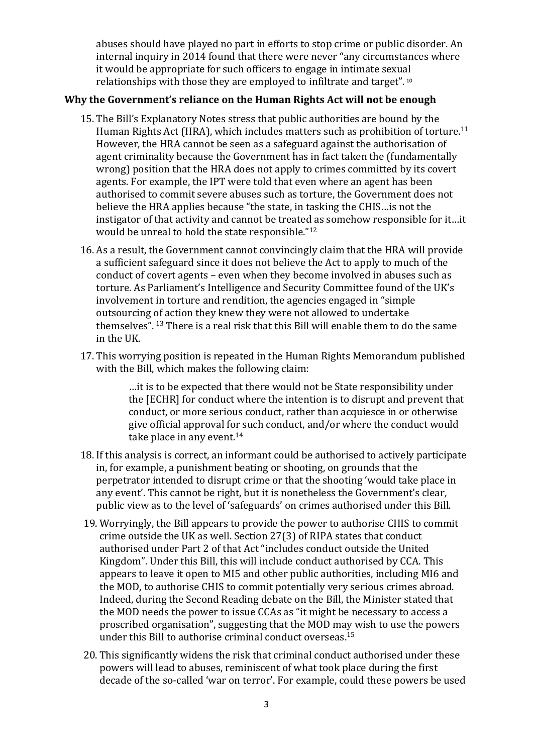abuses should have played no part in efforts to stop crime or public disorder. An internal inquiry in 2014 found that there were never "any circumstances where it would be appropriate for such officers to engage in intimate sexual relationships with those they are employed to infiltrate and target". [10]

**Why the Government's reliance on the Human Rights Act will not be enough**

15. The Bill's Explanatory Notes stress that public authorities are bound by the Human Rights Act (HRA), which includes matters such as prohibition of torture.[11] However, the HRA cannot be seen as a safeguard against the authorisation of agent criminality because the Government has in fact taken the (fundamentally wrong) position that the HRA does not apply to crimes committed by its covert agents. For example, the IPT were told that even where an agent has been authorised to commit severe abuses such as torture, the Government does not believe the HRA applies because "the state, in tasking the CHIS…is not the instigator of that activity and cannot be treated as somehow responsible for it…it would be unreal to hold the state responsible."[12]

16. As a result, the Government cannot convincingly claim that the HRA will provide a sufficient safeguard since it does not believe the Act to apply to much of the conduct of covert agents – even when they become involved in abuses such as torture. As Parliament's Intelligence and Security Committee found of the UK's involvement in torture and rendition, the agencies engaged in "simple outsourcing of action they knew they were not allowed to undertake themselves". [13] There is a real risk that this Bill will enable them to do the same in the UK.

17. This worrying position is repeated in the Human Rights Memorandum published with the Bill, which makes the following claim:

> …it is to be expected that there would not be State responsibility under the [ECHR] for conduct where the intention is to disrupt and prevent that conduct, or more serious conduct, rather than acquiesce in or otherwise give official approval for such conduct, and/or where the conduct would take place in any event.[14]

18. If this analysis is correct, an informant could be authorised to actively participate in, for example, a punishment beating or shooting, on grounds that the perpetrator intended to disrupt crime or that the shooting 'would take place in any event'. This cannot be right, but it is nonetheless the Government's clear, public view as to the level of 'safeguards' on crimes authorised under this Bill.

19. Worryingly, the Bill appears to provide the power to authorise CHIS to commit crime outside the UK as well. Section 27(3) of RIPA states that conduct authorised under Part 2 of that Act "includes conduct outside the United Kingdom". Under this Bill, this will include conduct authorised by CCA. This appears to leave it open to MI5 and other public authorities, including MI6 and the MOD, to authorise CHIS to commit potentially very serious crimes abroad. Indeed, during the Second Reading debate on the Bill, the Minister stated that the MOD needs the power to issue CCAs as "it might be necessary to access a proscribed organisation", suggesting that the MOD may wish to use the powers under this Bill to authorise criminal conduct overseas.[15]

20. This significantly widens the risk that criminal conduct authorised under these powers will lead to abuses, reminiscent of what took place during the first decade of the so-called 'war on terror'. For example, could these powers be used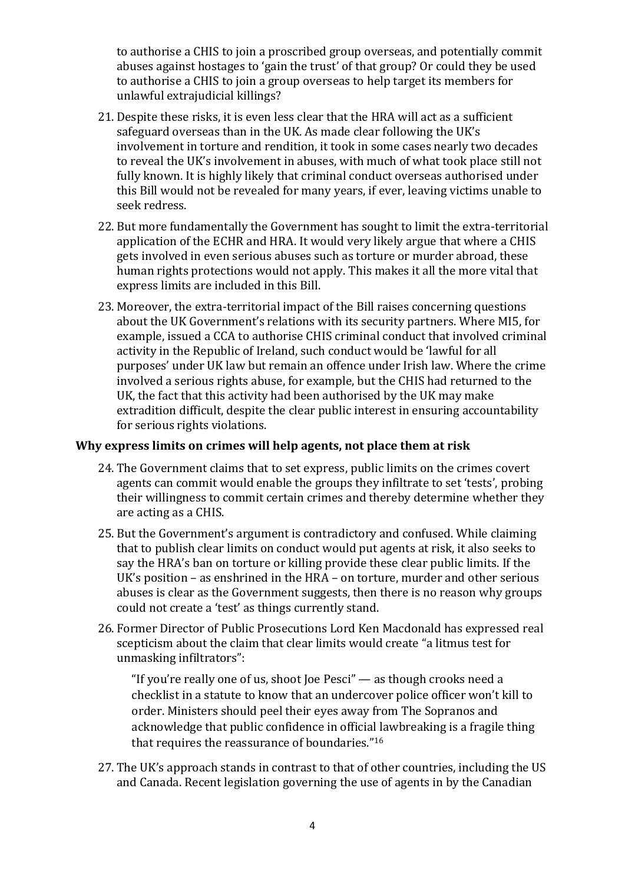to authorise a CHIS to join a proscribed group overseas, and potentially commit abuses against hostages to 'gain the trust' of that group? Or could they be used to authorise a CHIS to join a group overseas to help target its members for unlawful extrajudicial killings?

21. Despite these risks, it is even less clear that the HRA will act as a sufficient safeguard overseas than in the UK. As made clear following the UK's involvement in torture and rendition, it took in some cases nearly two decades to reveal the UK's involvement in abuses, with much of what took place still not fully known. It is highly likely that criminal conduct overseas authorised under this Bill would not be revealed for many years, if ever, leaving victims unable to seek redress.

22. But more fundamentally the Government has sought to limit the extra-territorial application of the ECHR and HRA. It would very likely argue that where a CHIS gets involved in even serious abuses such as torture or murder abroad, these human rights protections would not apply. This makes it all the more vital that express limits are included in this Bill.

23. Moreover, the extra-territorial impact of the Bill raises concerning questions about the UK Government's relations with its security partners. Where MI5, for example, issued a CCA to authorise CHIS criminal conduct that involved criminal activity in the Republic of Ireland, such conduct would be 'lawful for all purposes' under UK law but remain an offence under Irish law. Where the crime involved a serious rights abuse, for example, but the CHIS had returned to the UK, the fact that this activity had been authorised by the UK may make extradition difficult, despite the clear public interest in ensuring accountability for serious rights violations.

### Why express limits on crimes will help agents, not place them at risk

24. The Government claims that to set express, public limits on the crimes covert agents can commit would enable the groups they infiltrate to set 'tests', probing their willingness to commit certain crimes and thereby determine whether they are acting as a CHIS.

25. But the Government's argument is contradictory and confused. While claiming that to publish clear limits on conduct would put agents at risk, it also seeks to say the HRA's ban on torture or killing provide these clear public limits. If the UK's position – as enshrined in the HRA – on torture, murder and other serious abuses is clear as the Government suggests, then there is no reason why groups could not create a 'test' as things currently stand.

26. Former Director of Public Prosecutions Lord Ken Macdonald has expressed real scepticism about the claim that clear limits would create "a litmus test for unmasking infiltrators":

    > "If you're really one of us, shoot Joe Pesci" — as though crooks need a checklist in a statute to know that an undercover police officer won't kill to order. Ministers should peel their eyes away from The Sopranos and acknowledge that public confidence in official lawbreaking is a fragile thing that requires the reassurance of boundaries."[16]

27. The UK's approach stands in contrast to that of other countries, including the US and Canada. Recent legislation governing the use of agents in by the Canadian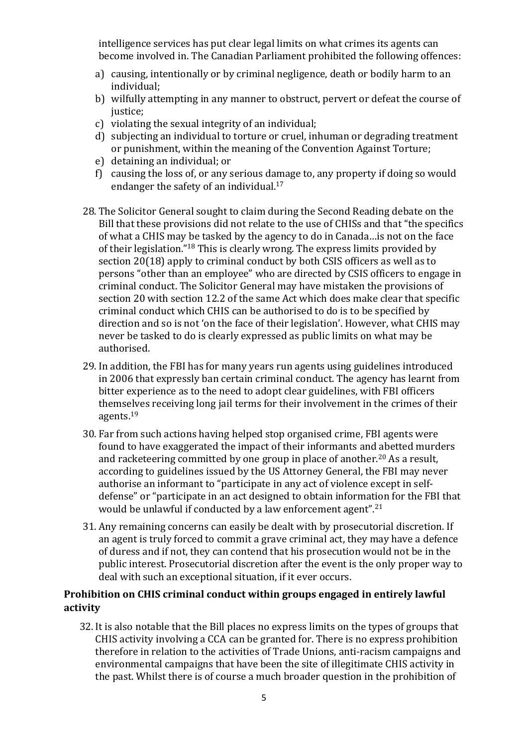intelligence services has put clear legal limits on what crimes its agents can become involved in. The Canadian Parliament prohibited the following offences:

a) causing, intentionally or by criminal negligence, death or bodily harm to an individual;
b) wilfully attempting in any manner to obstruct, pervert or defeat the course of justice;
c) violating the sexual integrity of an individual;
d) subjecting an individual to torture or cruel, inhuman or degrading treatment or punishment, within the meaning of the Convention Against Torture;
e) detaining an individual; or
f) causing the loss of, or any serious damage to, any property if doing so would endanger the safety of an individual.[17]

28. The Solicitor General sought to claim during the Second Reading debate on the Bill that these provisions did not relate to the use of CHISs and that "the specifics of what a CHIS may be tasked by the agency to do in Canada…is not on the face of their legislation."[18] This is clearly wrong. The express limits provided by section 20(18) apply to criminal conduct by both CSIS officers as well as to persons "other than an employee" who are directed by CSIS officers to engage in criminal conduct. The Solicitor General may have mistaken the provisions of section 20 with section 12.2 of the same Act which does make clear that specific criminal conduct which CHIS can be authorised to do is to be specified by direction and so is not 'on the face of their legislation'. However, what CHIS may never be tasked to do is clearly expressed as public limits on what may be authorised.

29. In addition, the FBI has for many years run agents using guidelines introduced in 2006 that expressly ban certain criminal conduct. The agency has learnt from bitter experience as to the need to adopt clear guidelines, with FBI officers themselves receiving long jail terms for their involvement in the crimes of their agents.[19]

30. Far from such actions having helped stop organised crime, FBI agents were found to have exaggerated the impact of their informants and abetted murders and racketeering committed by one group in place of another.[20] As a result, according to guidelines issued by the US Attorney General, the FBI may never authorise an informant to "participate in any act of violence except in self-defense" or "participate in an act designed to obtain information for the FBI that would be unlawful if conducted by a law enforcement agent".[21]

31. Any remaining concerns can easily be dealt with by prosecutorial discretion. If an agent is truly forced to commit a grave criminal act, they may have a defence of duress and if not, they can contend that his prosecution would not be in the public interest. Prosecutorial discretion after the event is the only proper way to deal with such an exceptional situation, if it ever occurs.

**Prohibition on CHIS criminal conduct within groups engaged in entirely lawful activity**

32. It is also notable that the Bill places no express limits on the types of groups that CHIS activity involving a CCA can be granted for. There is no express prohibition therefore in relation to the activities of Trade Unions, anti-racism campaigns and environmental campaigns that have been the site of illegitimate CHIS activity in the past. Whilst there is of course a much broader question in the prohibition of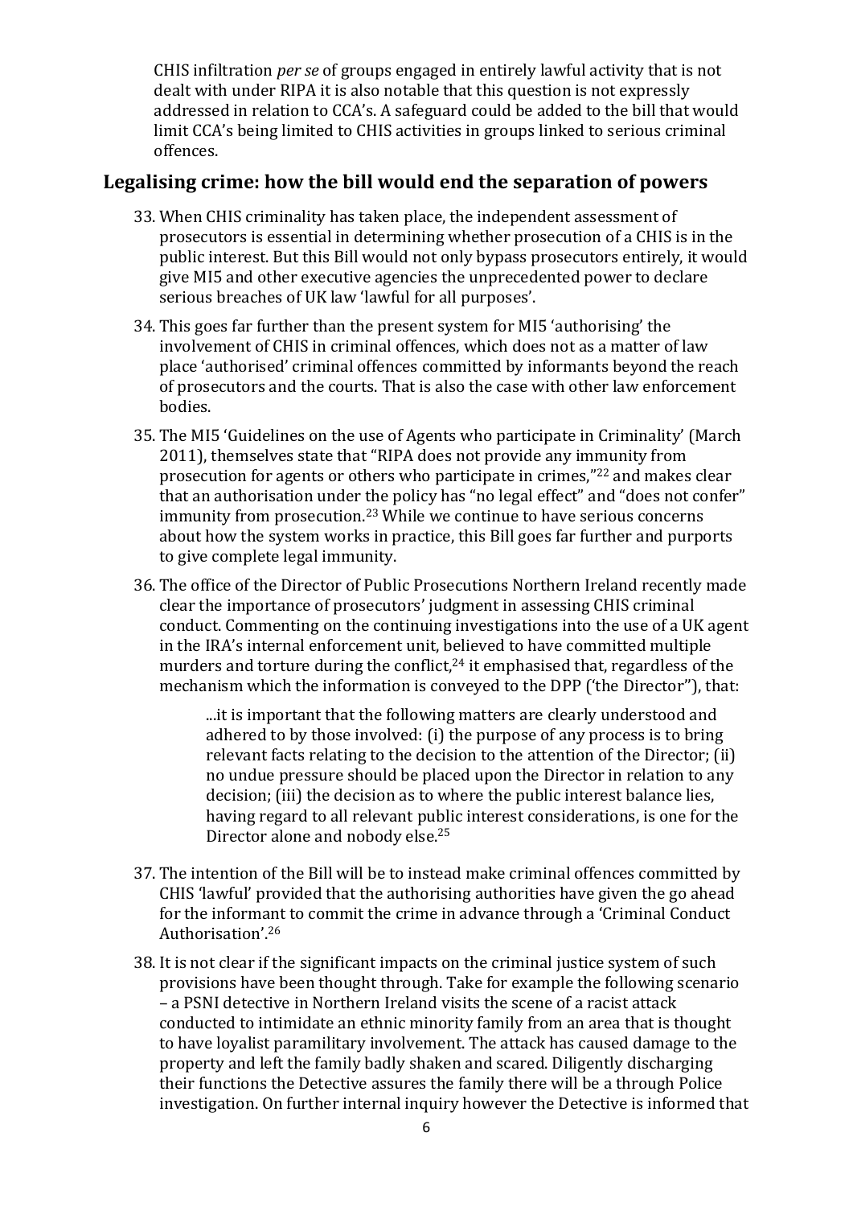CHIS infiltration *per se* of groups engaged in entirely lawful activity that is not dealt with under RIPA it is also notable that this question is not expressly addressed in relation to CCA's. A safeguard could be added to the bill that would limit CCA's being limited to CHIS activities in groups linked to serious criminal offences.

## Legalising crime: how the bill would end the separation of powers

33. When CHIS criminality has taken place, the independent assessment of prosecutors is essential in determining whether prosecution of a CHIS is in the public interest. But this Bill would not only bypass prosecutors entirely, it would give MI5 and other executive agencies the unprecedented power to declare serious breaches of UK law 'lawful for all purposes'.

34. This goes far further than the present system for MI5 'authorising' the involvement of CHIS in criminal offences, which does not as a matter of law place 'authorised' criminal offences committed by informants beyond the reach of prosecutors and the courts. That is also the case with other law enforcement bodies.

35. The MI5 'Guidelines on the use of Agents who participate in Criminality' (March 2011), themselves state that "RIPA does not provide any immunity from prosecution for agents or others who participate in crimes,"[22] and makes clear that an authorisation under the policy has "no legal effect" and "does not confer" immunity from prosecution.[23] While we continue to have serious concerns about how the system works in practice, this Bill goes far further and purports to give complete legal immunity.

36. The office of the Director of Public Prosecutions Northern Ireland recently made clear the importance of prosecutors' judgment in assessing CHIS criminal conduct. Commenting on the continuing investigations into the use of a UK agent in the IRA's internal enforcement unit, believed to have committed multiple murders and torture during the conflict,[24] it emphasised that, regardless of the mechanism which the information is conveyed to the DPP ('the Director"), that:

    > ...it is important that the following matters are clearly understood and adhered to by those involved: (i) the purpose of any process is to bring relevant facts relating to the decision to the attention of the Director; (ii) no undue pressure should be placed upon the Director in relation to any decision; (iii) the decision as to where the public interest balance lies, having regard to all relevant public interest considerations, is one for the Director alone and nobody else.[25]

37. The intention of the Bill will be to instead make criminal offences committed by CHIS 'lawful' provided that the authorising authorities have given the go ahead for the informant to commit the crime in advance through a 'Criminal Conduct Authorisation'.[26]

38. It is not clear if the significant impacts on the criminal justice system of such provisions have been thought through. Take for example the following scenario – a PSNI detective in Northern Ireland visits the scene of a racist attack conducted to intimidate an ethnic minority family from an area that is thought to have loyalist paramilitary involvement. The attack has caused damage to the property and left the family badly shaken and scared. Diligently discharging their functions the Detective assures the family there will be a through Police investigation. On further internal inquiry however the Detective is informed that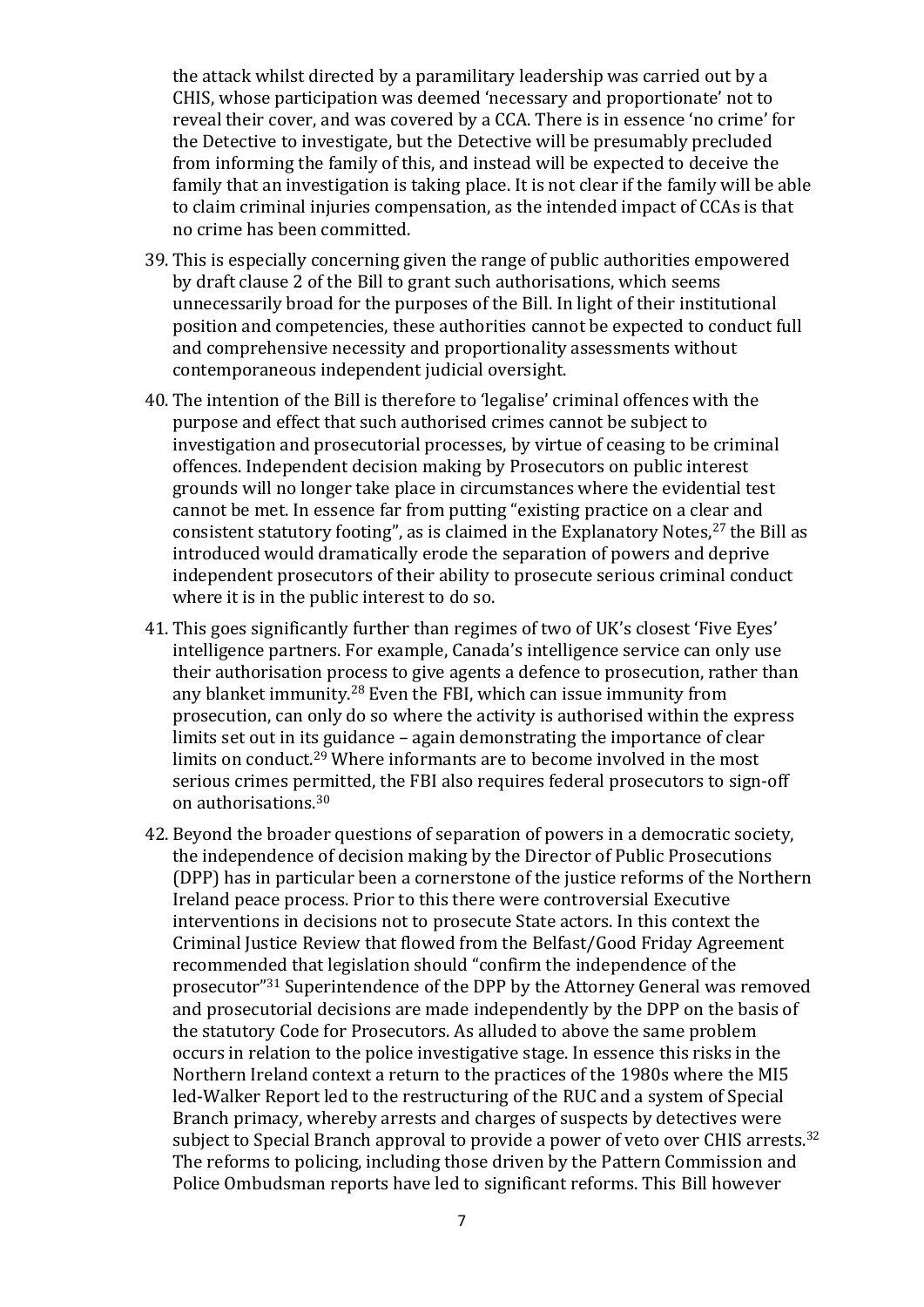the attack whilst directed by a paramilitary leadership was carried out by a CHIS, whose participation was deemed 'necessary and proportionate' not to reveal their cover, and was covered by a CCA. There is in essence 'no crime' for the Detective to investigate, but the Detective will be presumably precluded from informing the family of this, and instead will be expected to deceive the family that an investigation is taking place. It is not clear if the family will be able to claim criminal injuries compensation, as the intended impact of CCAs is that no crime has been committed.

39. This is especially concerning given the range of public authorities empowered by draft clause 2 of the Bill to grant such authorisations, which seems unnecessarily broad for the purposes of the Bill. In light of their institutional position and competencies, these authorities cannot be expected to conduct full and comprehensive necessity and proportionality assessments without contemporaneous independent judicial oversight.

40. The intention of the Bill is therefore to 'legalise' criminal offences with the purpose and effect that such authorised crimes cannot be subject to investigation and prosecutorial processes, by virtue of ceasing to be criminal offences. Independent decision making by Prosecutors on public interest grounds will no longer take place in circumstances where the evidential test cannot be met. In essence far from putting "existing practice on a clear and consistent statutory footing", as is claimed in the Explanatory Notes,[27] the Bill as introduced would dramatically erode the separation of powers and deprive independent prosecutors of their ability to prosecute serious criminal conduct where it is in the public interest to do so.

41. This goes significantly further than regimes of two of UK's closest 'Five Eyes' intelligence partners. For example, Canada's intelligence service can only use their authorisation process to give agents a defence to prosecution, rather than any blanket immunity.[28] Even the FBI, which can issue immunity from prosecution, can only do so where the activity is authorised within the express limits set out in its guidance – again demonstrating the importance of clear limits on conduct.[29] Where informants are to become involved in the most serious crimes permitted, the FBI also requires federal prosecutors to sign-off on authorisations.[30]

42. Beyond the broader questions of separation of powers in a democratic society, the independence of decision making by the Director of Public Prosecutions (DPP) has in particular been a cornerstone of the justice reforms of the Northern Ireland peace process. Prior to this there were controversial Executive interventions in decisions not to prosecute State actors. In this context the Criminal Justice Review that flowed from the Belfast/Good Friday Agreement recommended that legislation should "confirm the independence of the prosecutor"[31] Superintendence of the DPP by the Attorney General was removed and prosecutorial decisions are made independently by the DPP on the basis of the statutory Code for Prosecutors. As alluded to above the same problem occurs in relation to the police investigative stage. In essence this risks in the Northern Ireland context a return to the practices of the 1980s where the MI5 led-Walker Report led to the restructuring of the RUC and a system of Special Branch primacy, whereby arrests and charges of suspects by detectives were subject to Special Branch approval to provide a power of veto over CHIS arrests.[32] The reforms to policing, including those driven by the Pattern Commission and Police Ombudsman reports have led to significant reforms. This Bill however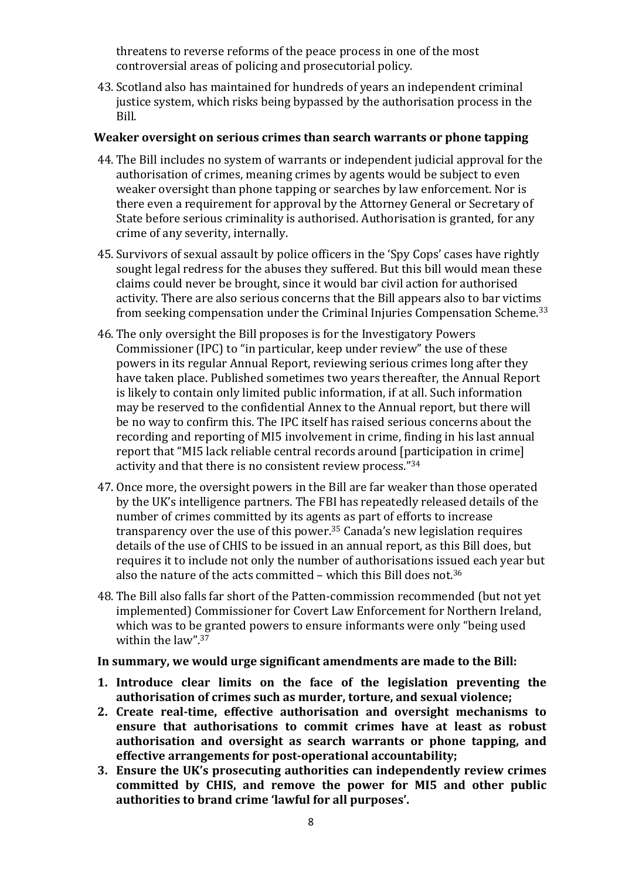threatens to reverse reforms of the peace process in one of the most controversial areas of policing and prosecutorial policy.

43. Scotland also has maintained for hundreds of years an independent criminal justice system, which risks being bypassed by the authorisation process in the Bill.

**Weaker oversight on serious crimes than search warrants or phone tapping**

44. The Bill includes no system of warrants or independent judicial approval for the authorisation of crimes, meaning crimes by agents would be subject to even weaker oversight than phone tapping or searches by law enforcement. Nor is there even a requirement for approval by the Attorney General or Secretary of State before serious criminality is authorised. Authorisation is granted, for any crime of any severity, internally.

45. Survivors of sexual assault by police officers in the 'Spy Cops' cases have rightly sought legal redress for the abuses they suffered. But this bill would mean these claims could never be brought, since it would bar civil action for authorised activity. There are also serious concerns that the Bill appears also to bar victims from seeking compensation under the Criminal Injuries Compensation Scheme.[33]

46. The only oversight the Bill proposes is for the Investigatory Powers Commissioner (IPC) to "in particular, keep under review" the use of these powers in its regular Annual Report, reviewing serious crimes long after they have taken place. Published sometimes two years thereafter, the Annual Report is likely to contain only limited public information, if at all. Such information may be reserved to the confidential Annex to the Annual report, but there will be no way to confirm this. The IPC itself has raised serious concerns about the recording and reporting of MI5 involvement in crime, finding in his last annual report that "MI5 lack reliable central records around [participation in crime] activity and that there is no consistent review process."[34]

47. Once more, the oversight powers in the Bill are far weaker than those operated by the UK's intelligence partners. The FBI has repeatedly released details of the number of crimes committed by its agents as part of efforts to increase transparency over the use of this power.[35] Canada's new legislation requires details of the use of CHIS to be issued in an annual report, as this Bill does, but requires it to include not only the number of authorisations issued each year but also the nature of the acts committed – which this Bill does not.[36]

48. The Bill also falls far short of the Patten-commission recommended (but not yet implemented) Commissioner for Covert Law Enforcement for Northern Ireland, which was to be granted powers to ensure informants were only "being used within the law".[37]

**In summary, we would urge significant amendments are made to the Bill:**

1. **Introduce clear limits on the face of the legislation preventing the authorisation of crimes such as murder, torture, and sexual violence;**
2. **Create real-time, effective authorisation and oversight mechanisms to ensure that authorisations to commit crimes have at least as robust authorisation and oversight as search warrants or phone tapping, and effective arrangements for post-operational accountability;**
3. **Ensure the UK's prosecuting authorities can independently review crimes committed by CHIS, and remove the power for MI5 and other public authorities to brand crime 'lawful for all purposes'.**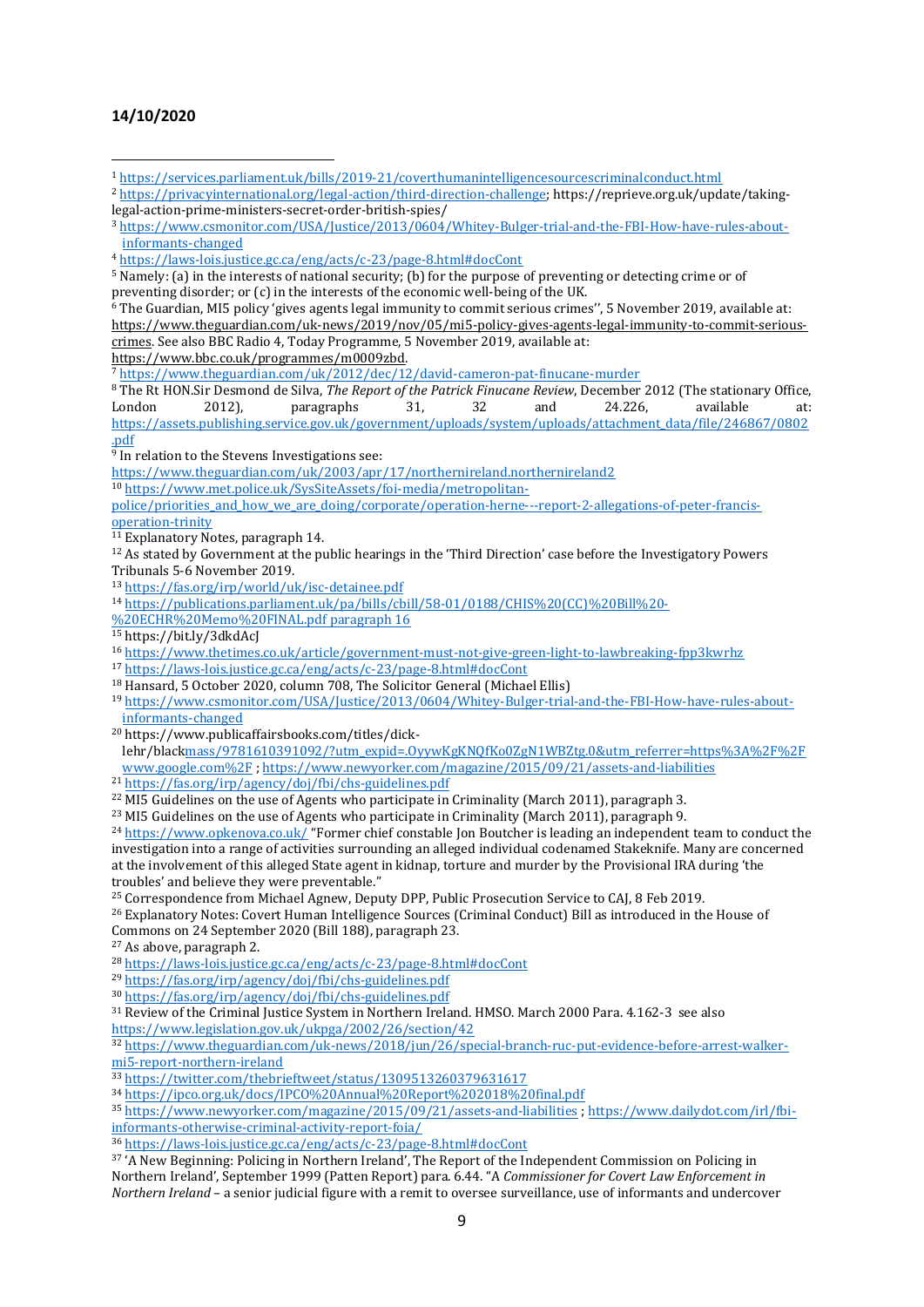**14/10/2020**

---

[1] https://services.parliament.uk/bills/2019-21/coverthumanintelligencesourcescriminalconduct.html

[2] https://privacyinternational.org/legal-action/third-direction-challenge; https://reprieve.org.uk/update/taking-legal-action-prime-ministers-secret-order-british-spies/

[3] https://www.csmonitor.com/USA/Justice/2013/0604/Whitey-Bulger-trial-and-the-FBI-How-have-rules-about-informants-changed

[4] https://laws-lois.justice.gc.ca/eng/acts/c-23/page-8.html#docCont

[5] Namely: (a) in the interests of national security; (b) for the purpose of preventing or detecting crime or of preventing disorder; or (c) in the interests of the economic well-being of the UK.

[6] The Guardian, MI5 policy 'gives agents legal immunity to commit serious crimes'', 5 November 2019, available at: https://www.theguardian.com/uk-news/2019/nov/05/mi5-policy-gives-agents-legal-immunity-to-commit-serious-crimes. See also BBC Radio 4, Today Programme, 5 November 2019, available at: https://www.bbc.co.uk/programmes/m0009zbd.

[7] https://www.theguardian.com/uk/2012/dec/12/david-cameron-pat-finucane-murder

[8] The Rt HON.Sir Desmond de Silva, *The Report of the Patrick Finucane Review*, December 2012 (The stationary Office, London 2012), paragraphs 31, 32 and 24.226, available at: https://assets.publishing.service.gov.uk/government/uploads/system/uploads/attachment_data/file/246867/0802.pdf

[9] In relation to the Stevens Investigations see: https://www.theguardian.com/uk/2003/apr/17/northernireland.northernireland2

[10] https://www.met.police.uk/SysSiteAssets/foi-media/metropolitan-police/priorities_and_how_we_are_doing/corporate/operation-herne---report-2-allegations-of-peter-francis-operation-trinity

[11] Explanatory Notes, paragraph 14.

[12] As stated by Government at the public hearings in the 'Third Direction' case before the Investigatory Powers Tribunals 5-6 November 2019.

[13] https://fas.org/irp/world/uk/isc-detainee.pdf

[14] https://publications.parliament.uk/pa/bills/cbill/58-01/0188/CHIS%20(CC)%20Bill%20-%20ECHR%20Memo%20FINAL.pdf paragraph 16

[15] https://bit.ly/3dkdAcJ

[16] https://www.thetimes.co.uk/article/government-must-not-give-green-light-to-lawbreaking-fpp3kwrhz

[17] https://laws-lois.justice.gc.ca/eng/acts/c-23/page-8.html#docCont

[18] Hansard, 5 October 2020, column 708, The Solicitor General (Michael Ellis)

[19] https://www.csmonitor.com/USA/Justice/2013/0604/Whitey-Bulger-trial-and-the-FBI-How-have-rules-about-informants-changed

[20] https://www.publicaffairsbooks.com/titles/dick-lehr/blackmass/9781610391092/?utm_expid=.OyywKgKNQfKo0ZgN1WBZtg.0&utm_referrer=https%3A%2F%2Fwww.google.com%2F ; https://www.newyorker.com/magazine/2015/09/21/assets-and-liabilities

[21] https://fas.org/irp/agency/doj/fbi/chs-guidelines.pdf

[22] MI5 Guidelines on the use of Agents who participate in Criminality (March 2011), paragraph 3.

[23] MI5 Guidelines on the use of Agents who participate in Criminality (March 2011), paragraph 9.

[24] https://www.opkenova.co.uk/ "Former chief constable Jon Boutcher is leading an independent team to conduct the investigation into a range of activities surrounding an alleged individual codenamed Stakeknife. Many are concerned at the involvement of this alleged State agent in kidnap, torture and murder by the Provisional IRA during 'the troubles' and believe they were preventable."

[25] Correspondence from Michael Agnew, Deputy DPP, Public Prosecution Service to CAJ, 8 Feb 2019.

[26] Explanatory Notes: Covert Human Intelligence Sources (Criminal Conduct) Bill as introduced in the House of Commons on 24 September 2020 (Bill 188), paragraph 23.

[27] As above, paragraph 2.

[28] https://laws-lois.justice.gc.ca/eng/acts/c-23/page-8.html#docCont

[29] https://fas.org/irp/agency/doj/fbi/chs-guidelines.pdf

[30] https://fas.org/irp/agency/doj/fbi/chs-guidelines.pdf

[31] Review of the Criminal Justice System in Northern Ireland. HMSO. March 2000 Para. 4.162-3 see also https://www.legislation.gov.uk/ukpga/2002/26/section/42

[32] https://www.theguardian.com/uk-news/2018/jun/26/special-branch-ruc-put-evidence-before-arrest-walker-mi5-report-northern-ireland

[33] https://twitter.com/thebrieftweet/status/1309513260379631617

[34] https://ipco.org.uk/docs/IPCO%20Annual%20Report%202018%20final.pdf

[35] https://www.newyorker.com/magazine/2015/09/21/assets-and-liabilities ; https://www.dailydot.com/irl/fbi-informants-otherwise-criminal-activity-report-foia/

[36] https://laws-lois.justice.gc.ca/eng/acts/c-23/page-8.html#docCont

[37] 'A New Beginning: Policing in Northern Ireland', The Report of the Independent Commission on Policing in Northern Ireland', September 1999 (Patten Report) para. 6.44. "*A Commissioner for Covert Law Enforcement in Northern Ireland* – a senior judicial figure with a remit to oversee surveillance, use of informants and undercover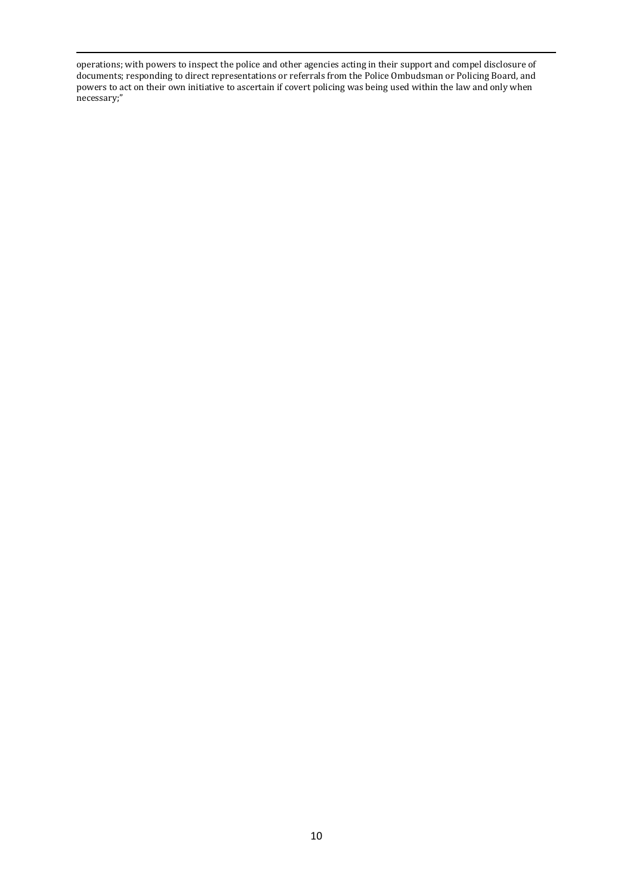operations; with powers to inspect the police and other agencies acting in their support and compel disclosure of documents; responding to direct representations or referrals from the Police Ombudsman or Policing Board, and powers to act on their own initiative to ascertain if covert policing was being used within the law and only when necessary;"